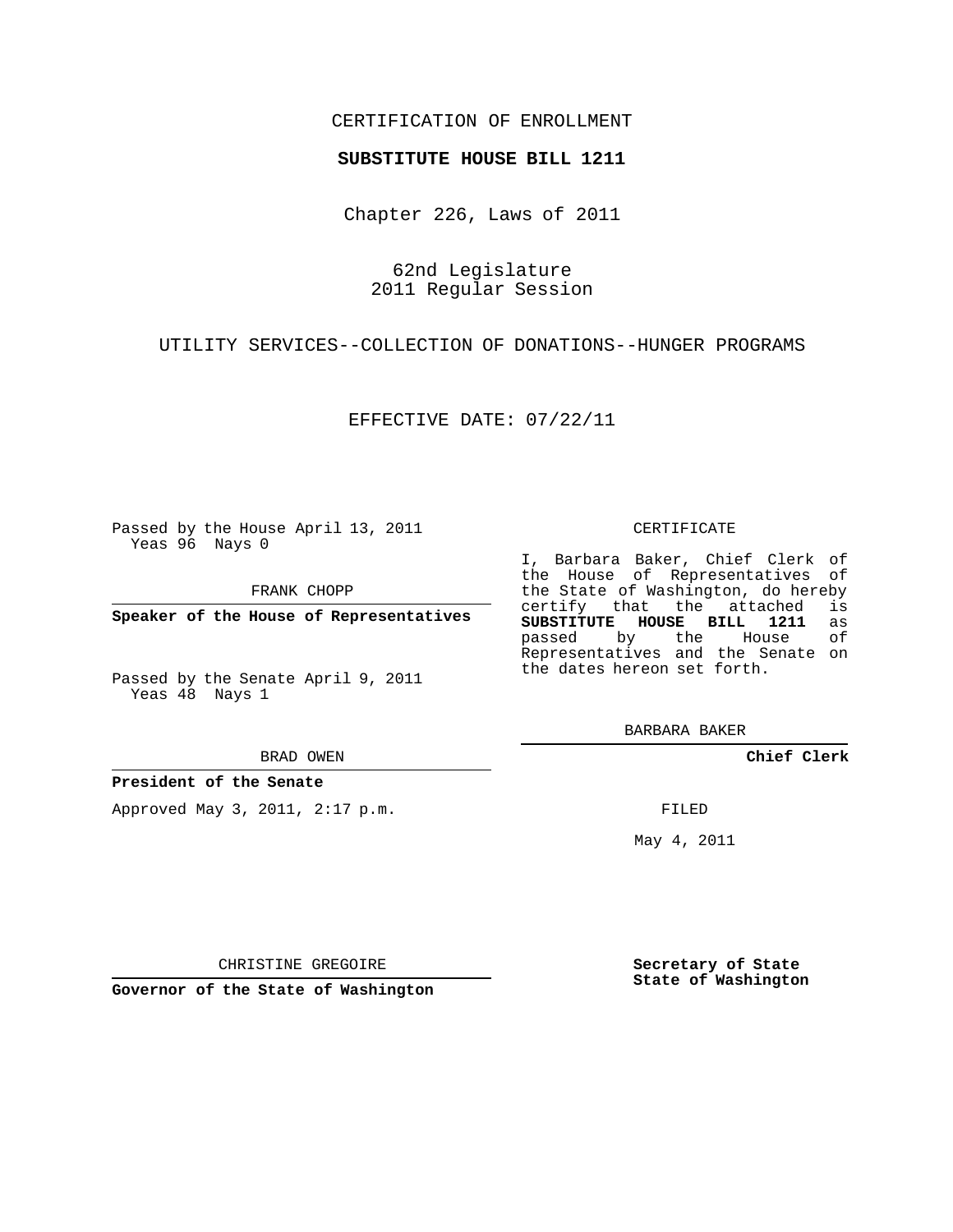CERTIFICATION OF ENROLLMENT

**SUBSTITUTE HOUSE BILL 1211**

Chapter 226, Laws of 2011

62nd Legislature
2011 Regular Session

UTILITY SERVICES--COLLECTION OF DONATIONS--HUNGER PROGRAMS

EFFECTIVE DATE: 07/22/11

Passed by the House April 13, 2011
Yeas 96 Nays 0

FRANK CHOPP

**Speaker of the House of Representatives**

Passed by the Senate April 9, 2011
Yeas 48 Nays 1

BRAD OWEN

**President of the Senate**

Approved May 3, 2011, 2:17 p.m.

CHRISTINE GREGOIRE

**Governor of the State of Washington**

CERTIFICATE

I, Barbara Baker, Chief Clerk of the House of Representatives of the State of Washington, do hereby certify that the attached is **SUBSTITUTE HOUSE BILL 1211** as passed by the House of Representatives and the Senate on the dates hereon set forth.

BARBARA BAKER

**Chief Clerk**

FILED

May 4, 2011

**Secretary of State**
**State of Washington**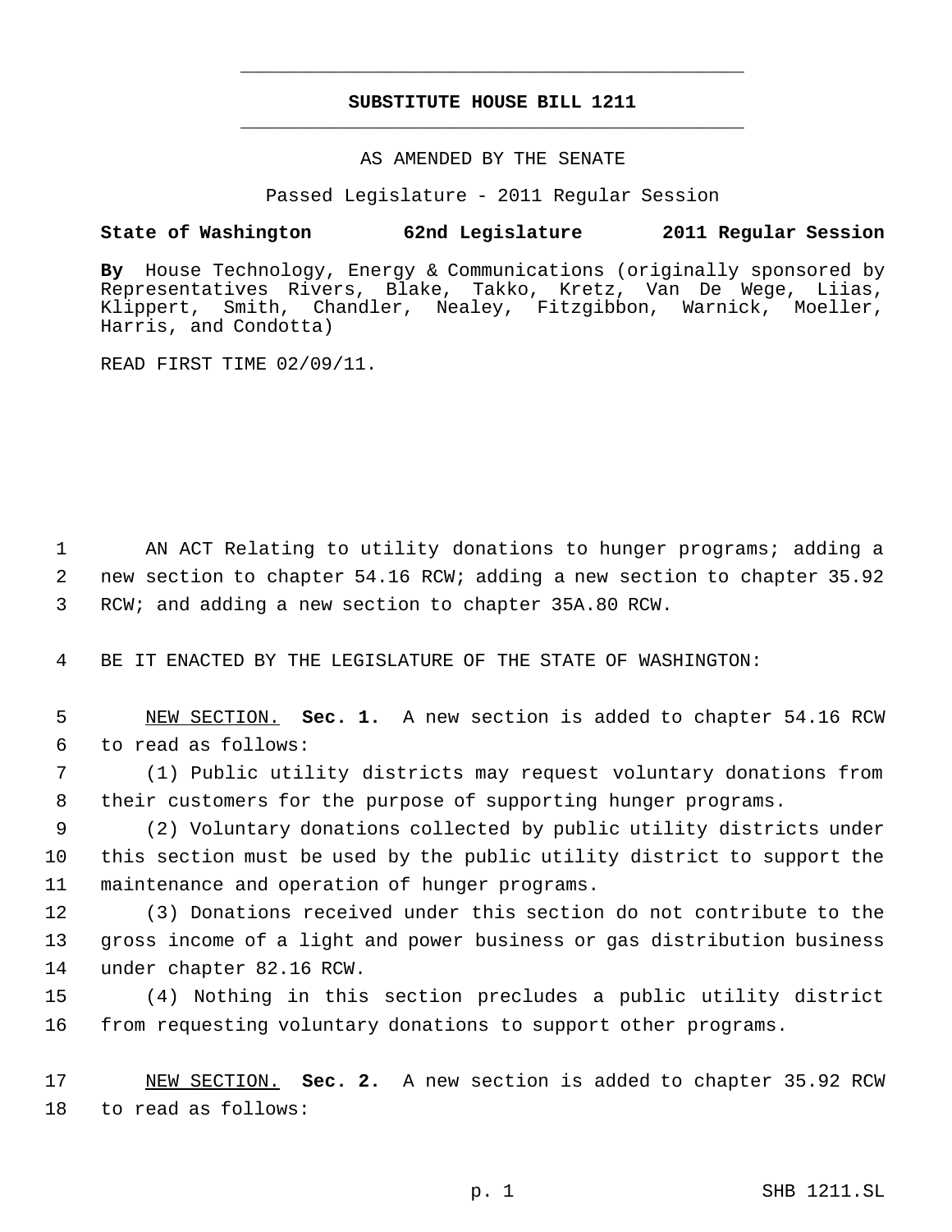# SUBSTITUTE HOUSE BILL 1211

AS AMENDED BY THE SENATE

Passed Legislature - 2011 Regular Session

**State of Washington 62nd Legislature 2011 Regular Session**

**By** House Technology, Energy & Communications (originally sponsored by Representatives Rivers, Blake, Takko, Kretz, Van De Wege, Liias, Klippert, Smith, Chandler, Nealey, Fitzgibbon, Warnick, Moeller, Harris, and Condotta)

READ FIRST TIME 02/09/11.

AN ACT Relating to utility donations to hunger programs; adding a new section to chapter 54.16 RCW; adding a new section to chapter 35.92 RCW; and adding a new section to chapter 35A.80 RCW.

BE IT ENACTED BY THE LEGISLATURE OF THE STATE OF WASHINGTON:

NEW SECTION. **Sec. 1.** A new section is added to chapter 54.16 RCW to read as follows:

(1) Public utility districts may request voluntary donations from their customers for the purpose of supporting hunger programs.

(2) Voluntary donations collected by public utility districts under this section must be used by the public utility district to support the maintenance and operation of hunger programs.

(3) Donations received under this section do not contribute to the gross income of a light and power business or gas distribution business under chapter 82.16 RCW.

(4) Nothing in this section precludes a public utility district from requesting voluntary donations to support other programs.

NEW SECTION. **Sec. 2.** A new section is added to chapter 35.92 RCW to read as follows: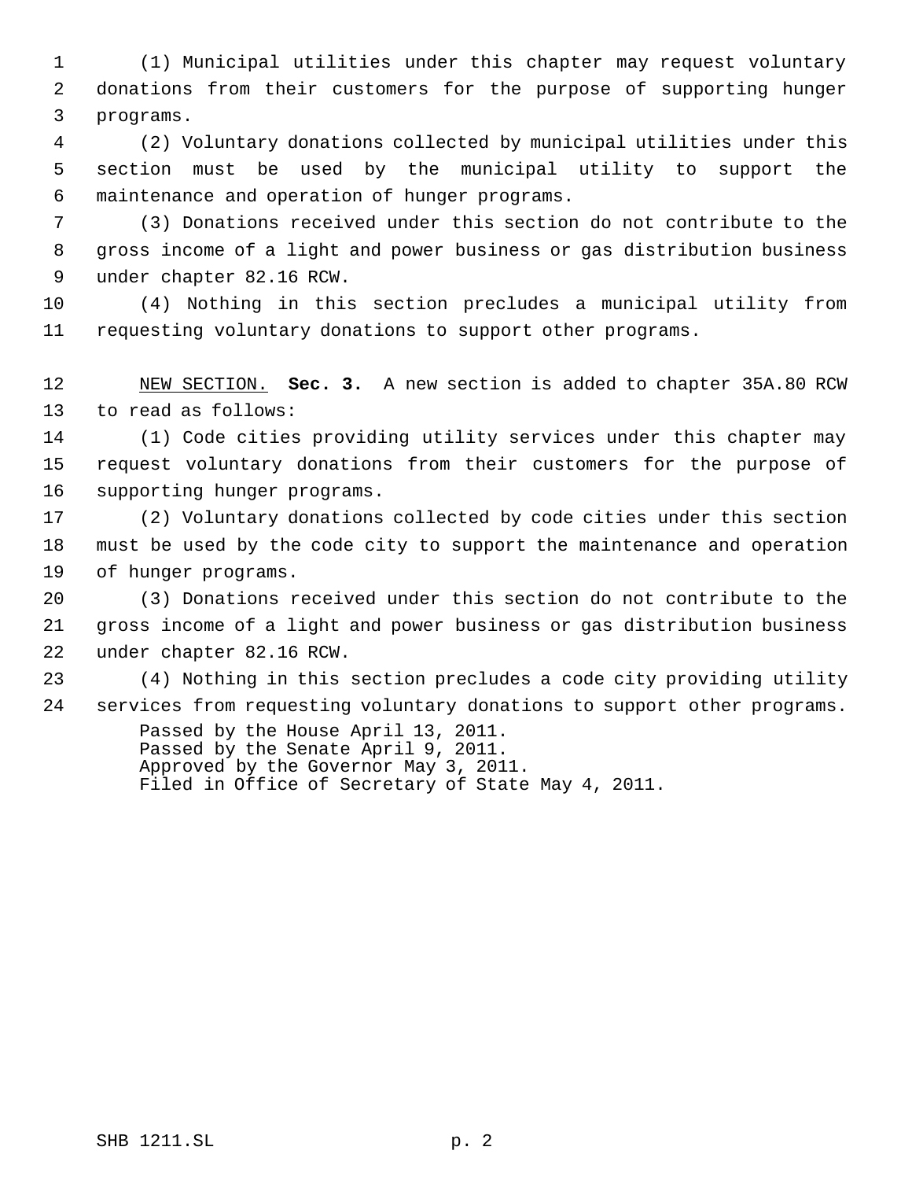(1) Municipal utilities under this chapter may request voluntary donations from their customers for the purpose of supporting hunger programs.

(2) Voluntary donations collected by municipal utilities under this section must be used by the municipal utility to support the maintenance and operation of hunger programs.

(3) Donations received under this section do not contribute to the gross income of a light and power business or gas distribution business under chapter 82.16 RCW.

(4) Nothing in this section precludes a municipal utility from requesting voluntary donations to support other programs.

NEW SECTION. **Sec. 3.** A new section is added to chapter 35A.80 RCW to read as follows:

(1) Code cities providing utility services under this chapter may request voluntary donations from their customers for the purpose of supporting hunger programs.

(2) Voluntary donations collected by code cities under this section must be used by the code city to support the maintenance and operation of hunger programs.

(3) Donations received under this section do not contribute to the gross income of a light and power business or gas distribution business under chapter 82.16 RCW.

(4) Nothing in this section precludes a code city providing utility services from requesting voluntary donations to support other programs.

Passed by the House April 13, 2011.
Passed by the Senate April 9, 2011.
Approved by the Governor May 3, 2011.
Filed in Office of Secretary of State May 4, 2011.